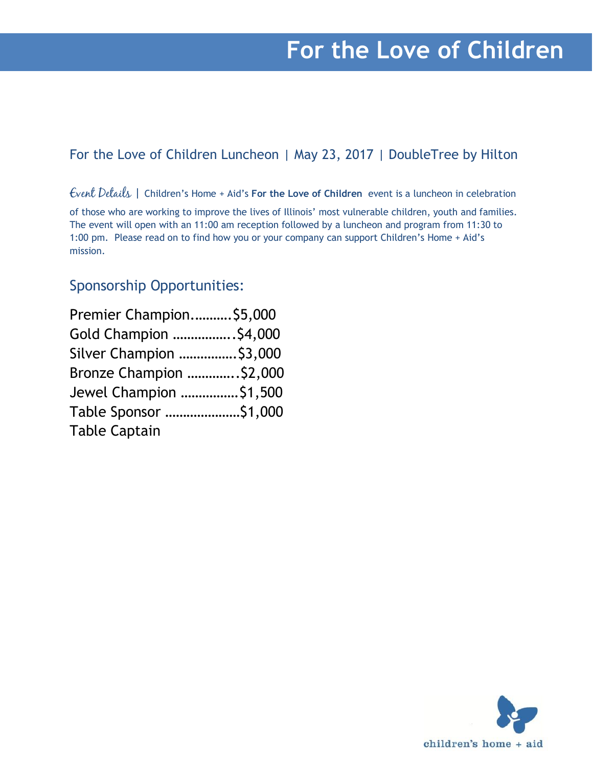# For the Love of Children

## For the Love of Children Luncheon | May 23, 2017 | DoubleTree by Hilton

*Event Details* | Children's Home + Aid's **For the Love of Children** event is a luncheon in celebration of those who are working to improve the lives of Illinois' most vulnerable children, youth and families. The event will open with an 11:00 am reception followed by a luncheon and program from 11:30 to 1:00 pm. Please read on to find how you or your company can support Children's Home + Aid's mission.

## Sponsorship Opportunities:

Premier Champion...........$5,000
Gold Champion .................$4,000
Silver Champion ................$3,000
Bronze Champion ..............$2,000
Jewel Champion ................$1,500
Table Sponsor .....................$1,000
Table Captain

children's home + aid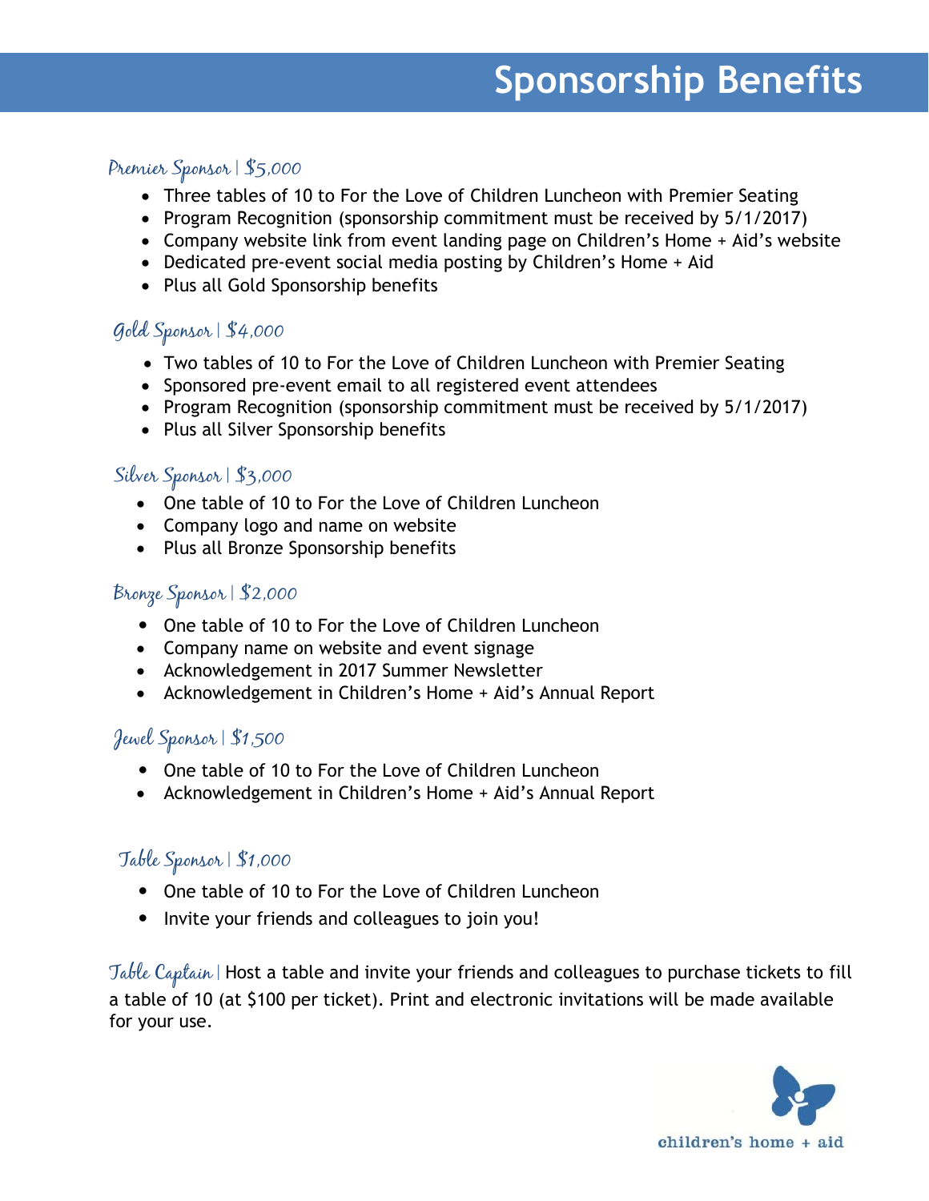# Sponsorship Benefits

## Premier Sponsor | $5,000

- Three tables of 10 to For the Love of Children Luncheon with Premier Seating
- Program Recognition (sponsorship commitment must be received by 5/1/2017)
- Company website link from event landing page on Children's Home + Aid's website
- Dedicated pre-event social media posting by Children's Home + Aid
- Plus all Gold Sponsorship benefits

## Gold Sponsor | $4,000

- Two tables of 10 to For the Love of Children Luncheon with Premier Seating
- Sponsored pre-event email to all registered event attendees
- Program Recognition (sponsorship commitment must be received by 5/1/2017)
- Plus all Silver Sponsorship benefits

## Silver Sponsor | $3,000

- One table of 10 to For the Love of Children Luncheon
- Company logo and name on website
- Plus all Bronze Sponsorship benefits

## Bronze Sponsor | $2,000

- One table of 10 to For the Love of Children Luncheon
- Company name on website and event signage
- Acknowledgement in 2017 Summer Newsletter
- Acknowledgement in Children's Home + Aid's Annual Report

## Jewel Sponsor | $1,500

- One table of 10 to For the Love of Children Luncheon
- Acknowledgement in Children's Home + Aid's Annual Report

## Table Sponsor | $1,000

- One table of 10 to For the Love of Children Luncheon
- Invite your friends and colleagues to join you!

**Table Captain** | Host a table and invite your friends and colleagues to purchase tickets to fill a table of 10 (at $100 per ticket). Print and electronic invitations will be made available for your use.

children's home + aid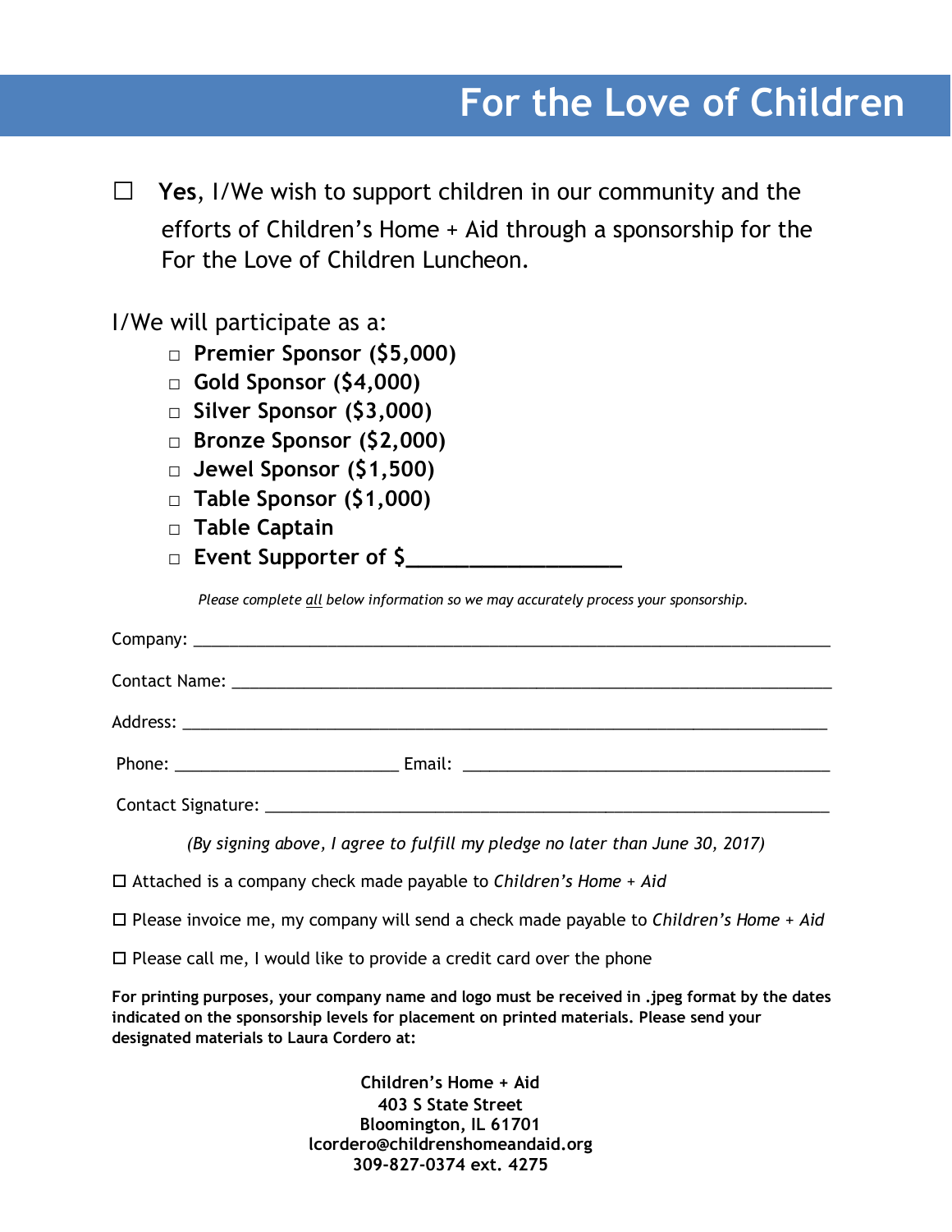# For the Love of Children

☐ **Yes**, I/We wish to support children in our community and the efforts of Children's Home + Aid through a sponsorship for the For the Love of Children Luncheon.

I/We will participate as a:

- ☐ **Premier Sponsor ($5,000)**
- ☐ **Gold Sponsor ($4,000)**
- ☐ **Silver Sponsor ($3,000)**
- ☐ **Bronze Sponsor ($2,000)**
- ☐ **Jewel Sponsor ($1,500)**
- ☐ **Table Sponsor ($1,000)**
- ☐ **Table Captain**
- ☐ **Event Supporter of $\_\_\_\_\_\_\_\_\_\_\_\_\_\_\_\_\_\_**

*Please complete all below information so we may accurately process your sponsorship.*

Company: ______________________________________________________________

Contact Name: __________________________________________________________

Address: ______________________________________________________________

Phone: ________________________ Email: ____________________________________

Contact Signature: _______________________________________________________

*(By signing above, I agree to fulfill my pledge no later than June 30, 2017)*

☐ Attached is a company check made payable to *Children's Home + Aid*

☐ Please invoice me, my company will send a check made payable to *Children's Home + Aid*

☐ Please call me, I would like to provide a credit card over the phone

**For printing purposes, your company name and logo must be received in .jpeg format by the dates indicated on the sponsorship levels for placement on printed materials. Please send your designated materials to Laura Cordero at:**

**Children's Home + Aid**
**403 S State Street**
**Bloomington, IL 61701**
**lcordero@childrenshomeandaid.org**
**309-827-0374 ext. 4275**